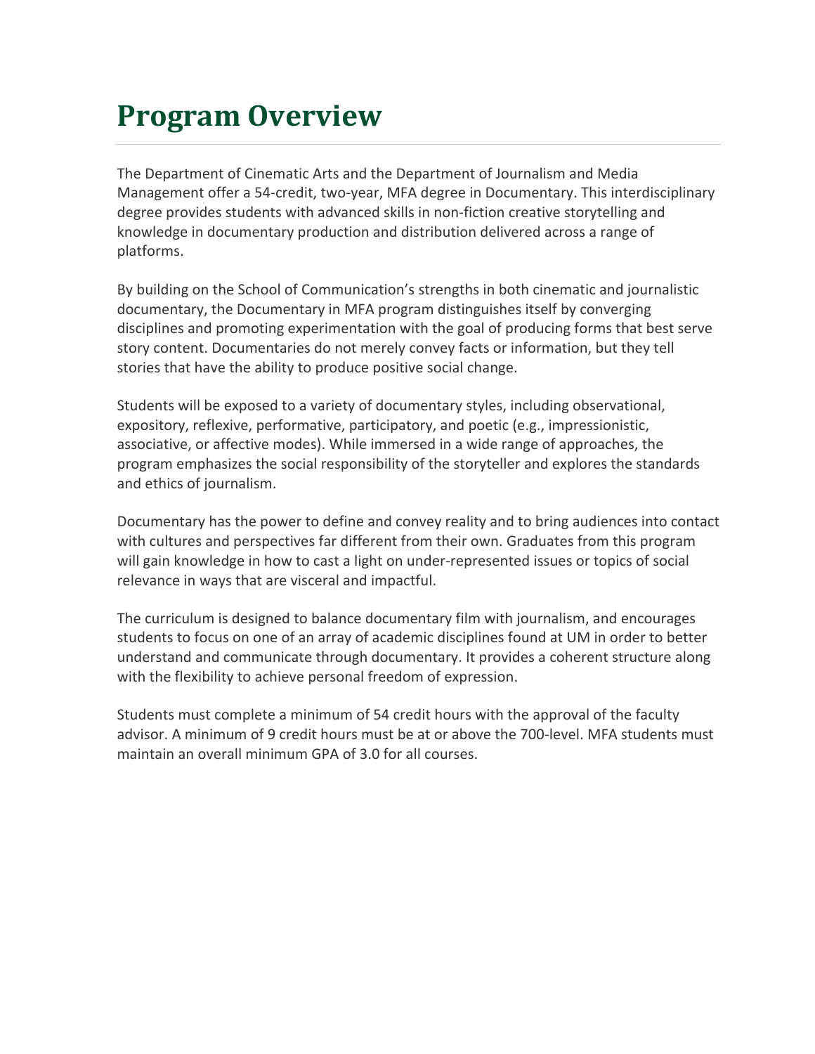# Program Overview

The Department of Cinematic Arts and the Department of Journalism and Media Management offer a 54-credit, two-year, MFA degree in Documentary. This interdisciplinary degree provides students with advanced skills in non-fiction creative storytelling and knowledge in documentary production and distribution delivered across a range of platforms.

By building on the School of Communication's strengths in both cinematic and journalistic documentary, the Documentary in MFA program distinguishes itself by converging disciplines and promoting experimentation with the goal of producing forms that best serve story content. Documentaries do not merely convey facts or information, but they tell stories that have the ability to produce positive social change.

Students will be exposed to a variety of documentary styles, including observational, expository, reflexive, performative, participatory, and poetic (e.g., impressionistic, associative, or affective modes). While immersed in a wide range of approaches, the program emphasizes the social responsibility of the storyteller and explores the standards and ethics of journalism.

Documentary has the power to define and convey reality and to bring audiences into contact with cultures and perspectives far different from their own. Graduates from this program will gain knowledge in how to cast a light on under-represented issues or topics of social relevance in ways that are visceral and impactful.

The curriculum is designed to balance documentary film with journalism, and encourages students to focus on one of an array of academic disciplines found at UM in order to better understand and communicate through documentary. It provides a coherent structure along with the flexibility to achieve personal freedom of expression.

Students must complete a minimum of 54 credit hours with the approval of the faculty advisor. A minimum of 9 credit hours must be at or above the 700-level. MFA students must maintain an overall minimum GPA of 3.0 for all courses.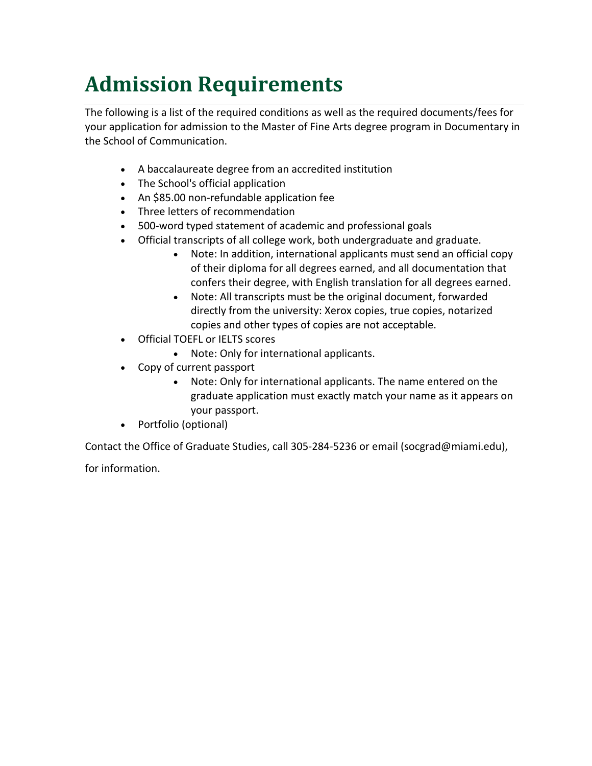# Admission Requirements

The following is a list of the required conditions as well as the required documents/fees for your application for admission to the Master of Fine Arts degree program in Documentary in the School of Communication.

- A baccalaureate degree from an accredited institution
- The School's official application
- An $85.00 non-refundable application fee
- Three letters of recommendation
- 500-word typed statement of academic and professional goals
- Official transcripts of all college work, both undergraduate and graduate.
    - Note: In addition, international applicants must send an official copy of their diploma for all degrees earned, and all documentation that confers their degree, with English translation for all degrees earned.
    - Note: All transcripts must be the original document, forwarded directly from the university: Xerox copies, true copies, notarized copies and other types of copies are not acceptable.
- Official TOEFL or IELTS scores
    - Note: Only for international applicants.
- Copy of current passport
    - Note: Only for international applicants. The name entered on the graduate application must exactly match your name as it appears on your passport.
- Portfolio (optional)

Contact the Office of Graduate Studies, call 305-284-5236 or email (socgrad@miami.edu),

for information.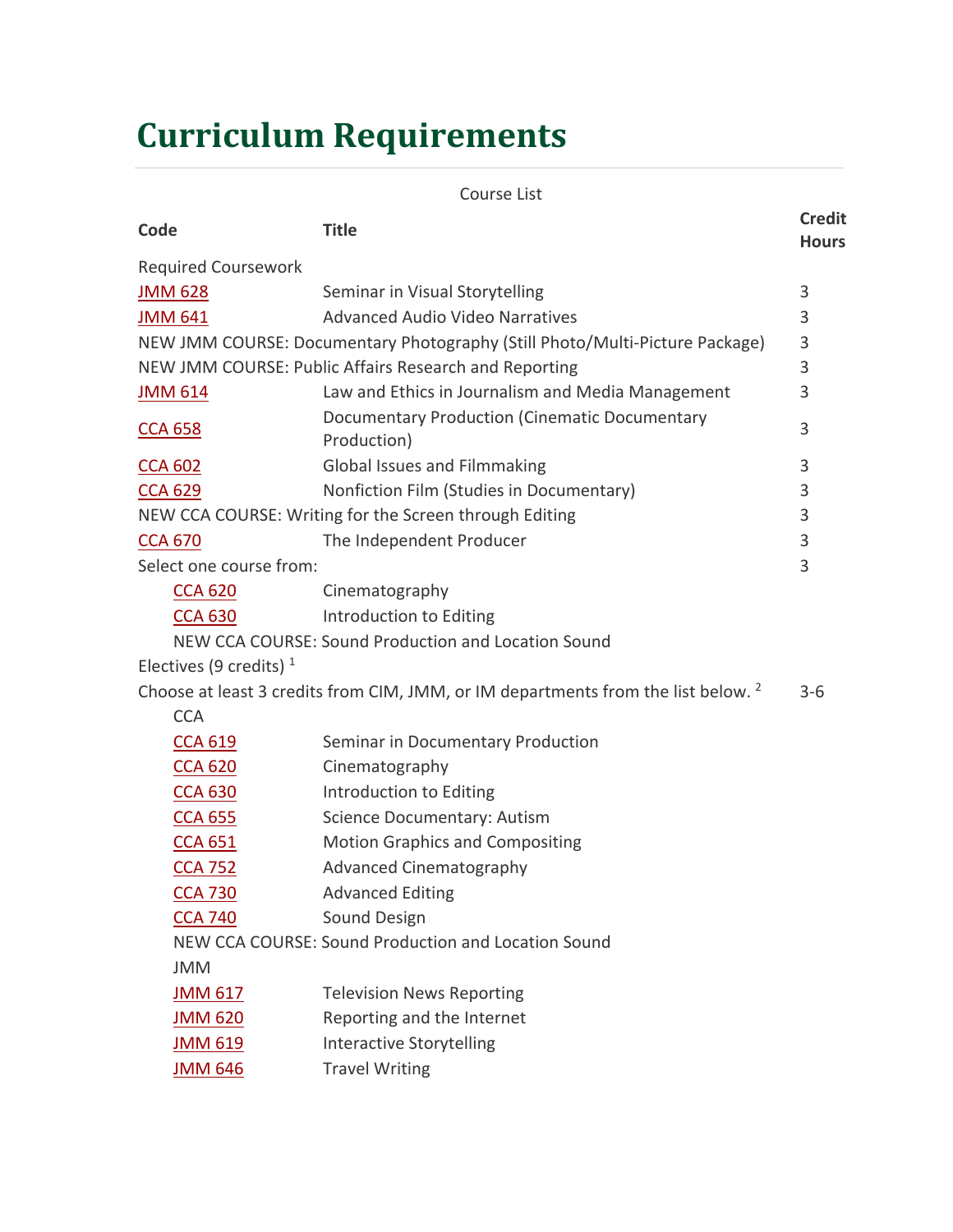# Curriculum Requirements

Course List

| Code | Title | Credit Hours |
|---|---|---|
| Required Coursework | | |
| JMM 628 | Seminar in Visual Storytelling | 3 |
| JMM 641 | Advanced Audio Video Narratives | 3 |
| NEW JMM COURSE: Documentary Photography (Still Photo/Multi-Picture Package) | | 3 |
| NEW JMM COURSE: Public Affairs Research and Reporting | | 3 |
| JMM 614 | Law and Ethics in Journalism and Media Management | 3 |
| CCA 658 | Documentary Production (Cinematic Documentary Production) | 3 |
| CCA 602 | Global Issues and Filmmaking | 3 |
| CCA 629 | Nonfiction Film (Studies in Documentary) | 3 |
| NEW CCA COURSE: Writing for the Screen through Editing | | 3 |
| CCA 670 | The Independent Producer | 3 |
| Select one course from: | | 3 |
| CCA 620 | Cinematography | |
| CCA 630 | Introduction to Editing | |
| NEW CCA COURSE: Sound Production and Location Sound | | |
| Electives (9 credits) [1] | | |
| Choose at least 3 credits from CIM, JMM, or IM departments from the list below. [2] | | 3-6 |
| CCA | | |
| CCA 619 | Seminar in Documentary Production | |
| CCA 620 | Cinematography | |
| CCA 630 | Introduction to Editing | |
| CCA 655 | Science Documentary: Autism | |
| CCA 651 | Motion Graphics and Compositing | |
| CCA 752 | Advanced Cinematography | |
| CCA 730 | Advanced Editing | |
| CCA 740 | Sound Design | |
| NEW CCA COURSE: Sound Production and Location Sound | | |
| JMM | | |
| JMM 617 | Television News Reporting | |
| JMM 620 | Reporting and the Internet | |
| JMM 619 | Interactive Storytelling | |
| JMM 646 | Travel Writing | |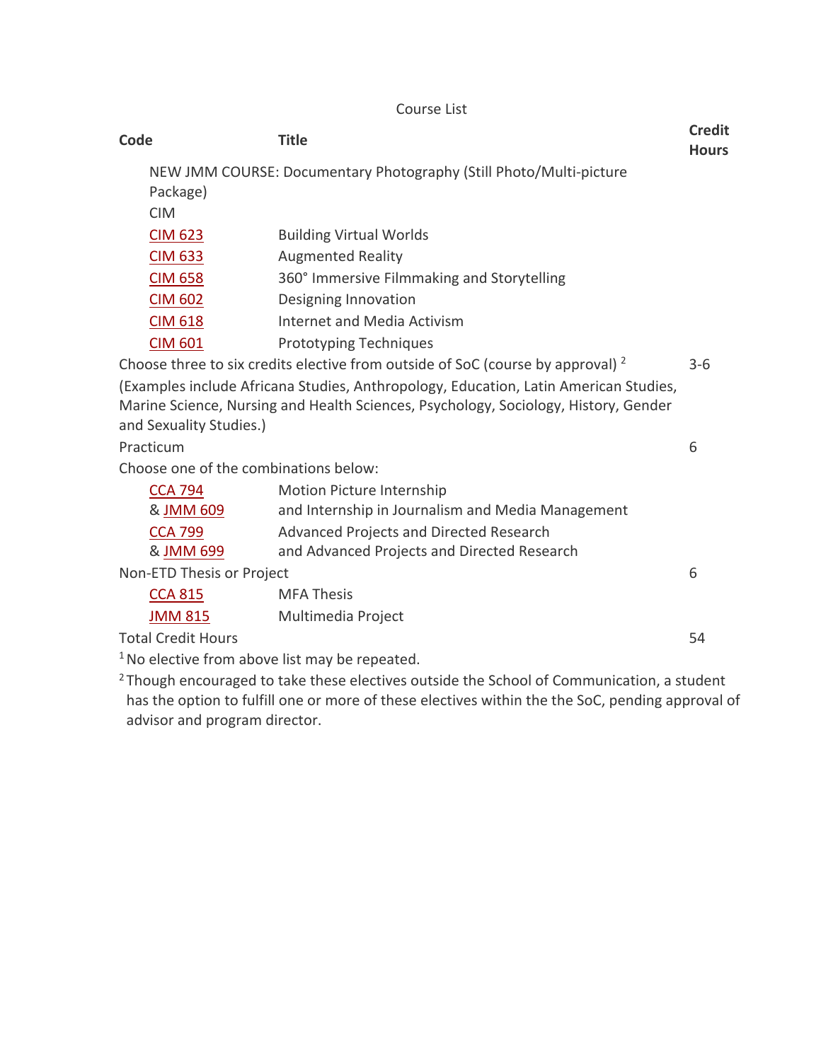Course List

| Code | Title | Credit Hours |
|---|---|---|
| NEW JMM COURSE: Documentary Photography (Still Photo/Multi-picture Package) | | |
| CIM | | |
| CIM 623 | Building Virtual Worlds | |
| CIM 633 | Augmented Reality | |
| CIM 658 | 360° Immersive Filmmaking and Storytelling | |
| CIM 602 | Designing Innovation | |
| CIM 618 | Internet and Media Activism | |
| CIM 601 | Prototyping Techniques | |
| Choose three to six credits elective from outside of SoC (course by approval) [2] | | 3-6 |
| (Examples include Africana Studies, Anthropology, Education, Latin American Studies, Marine Science, Nursing and Health Sciences, Psychology, Sociology, History, Gender and Sexuality Studies.) | | |
| Practicum | | 6 |
| Choose one of the combinations below: | | |
| CCA 794 & JMM 609 | Motion Picture Internship and Internship in Journalism and Media Management | |
| CCA 799 & JMM 699 | Advanced Projects and Directed Research and Advanced Projects and Directed Research | |
| Non-ETD Thesis or Project | | 6 |
| CCA 815 | MFA Thesis | |
| JMM 815 | Multimedia Project | |
| Total Credit Hours | | 54 |

[1] No elective from above list may be repeated.

[2] Though encouraged to take these electives outside the School of Communication, a student has the option to fulfill one or more of these electives within the the SoC, pending approval of advisor and program director.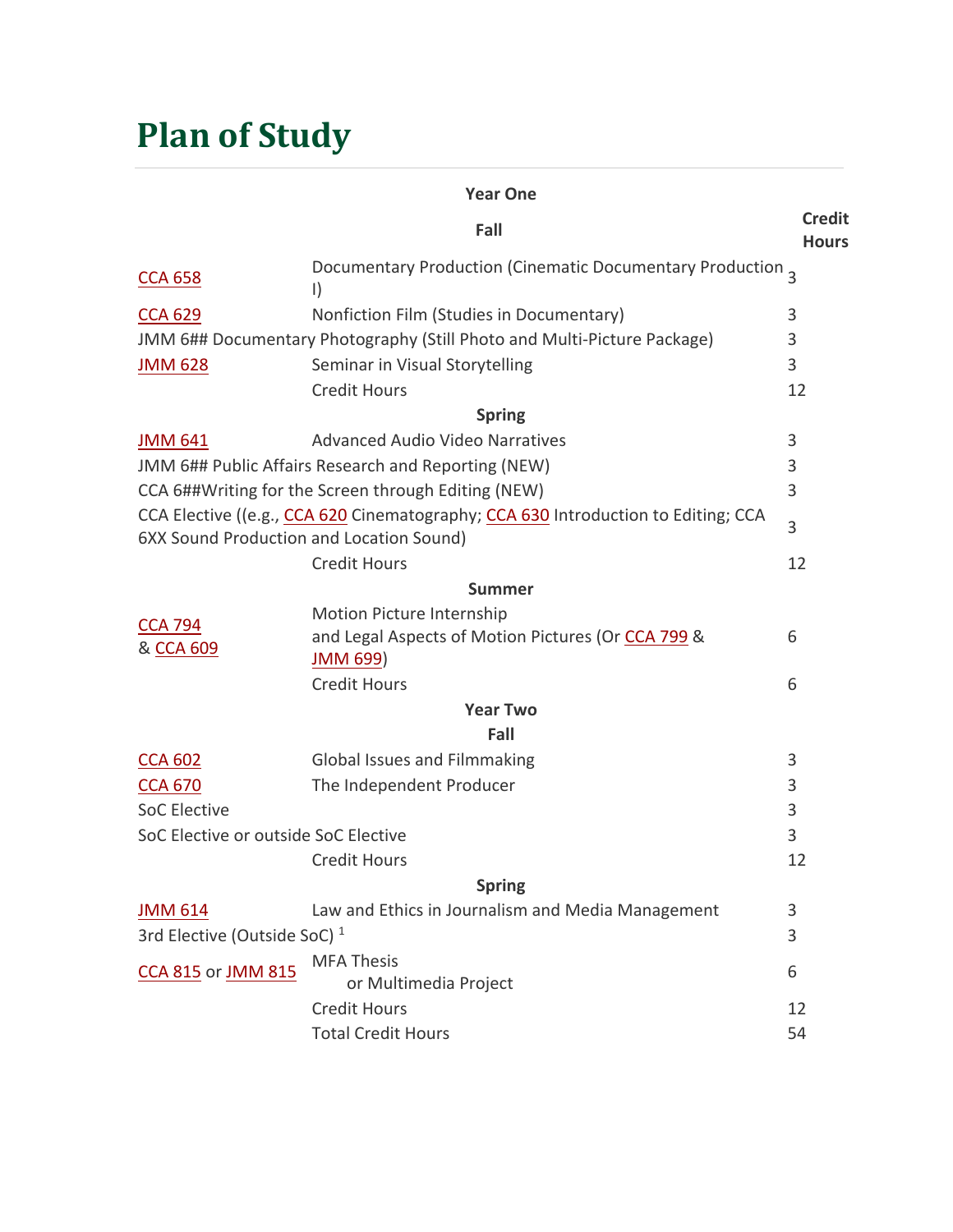# Plan of Study

| Year One | | |
|---|---|---|
| | **Fall** | **Credit Hours** |
| CCA 658 | Documentary Production (Cinematic Documentary Production I) | 3 |
| CCA 629 | Nonfiction Film (Studies in Documentary) | 3 |
| JMM 6## Documentary Photography (Still Photo and Multi-Picture Package) | | 3 |
| JMM 628 | Seminar in Visual Storytelling | 3 |
| | Credit Hours | 12 |
| | **Spring** | |
| JMM 641 | Advanced Audio Video Narratives | 3 |
| JMM 6## Public Affairs Research and Reporting (NEW) | | 3 |
| CCA 6##Writing for the Screen through Editing (NEW) | | 3 |
| CCA Elective ((e.g., CCA 620 Cinematography; CCA 630 Introduction to Editing; CCA 6XX Sound Production and Location Sound) | | 3 |
| | Credit Hours | 12 |
| | **Summer** | |
| CCA 794 & CCA 609 | Motion Picture Internship and Legal Aspects of Motion Pictures (Or CCA 799 & JMM 699) | 6 |
| | Credit Hours | 6 |
| | **Year Two** | |
| | **Fall** | |
| CCA 602 | Global Issues and Filmmaking | 3 |
| CCA 670 | The Independent Producer | 3 |
| SoC Elective | | 3 |
| SoC Elective or outside SoC Elective | | 3 |
| | Credit Hours | 12 |
| | **Spring** | |
| JMM 614 | Law and Ethics in Journalism and Media Management | 3 |
| 3rd Elective (Outside SoC) [1] | | 3 |
| CCA 815 or JMM 815 | MFA Thesis or Multimedia Project | 6 |
| | Credit Hours | 12 |
| | Total Credit Hours | 54 |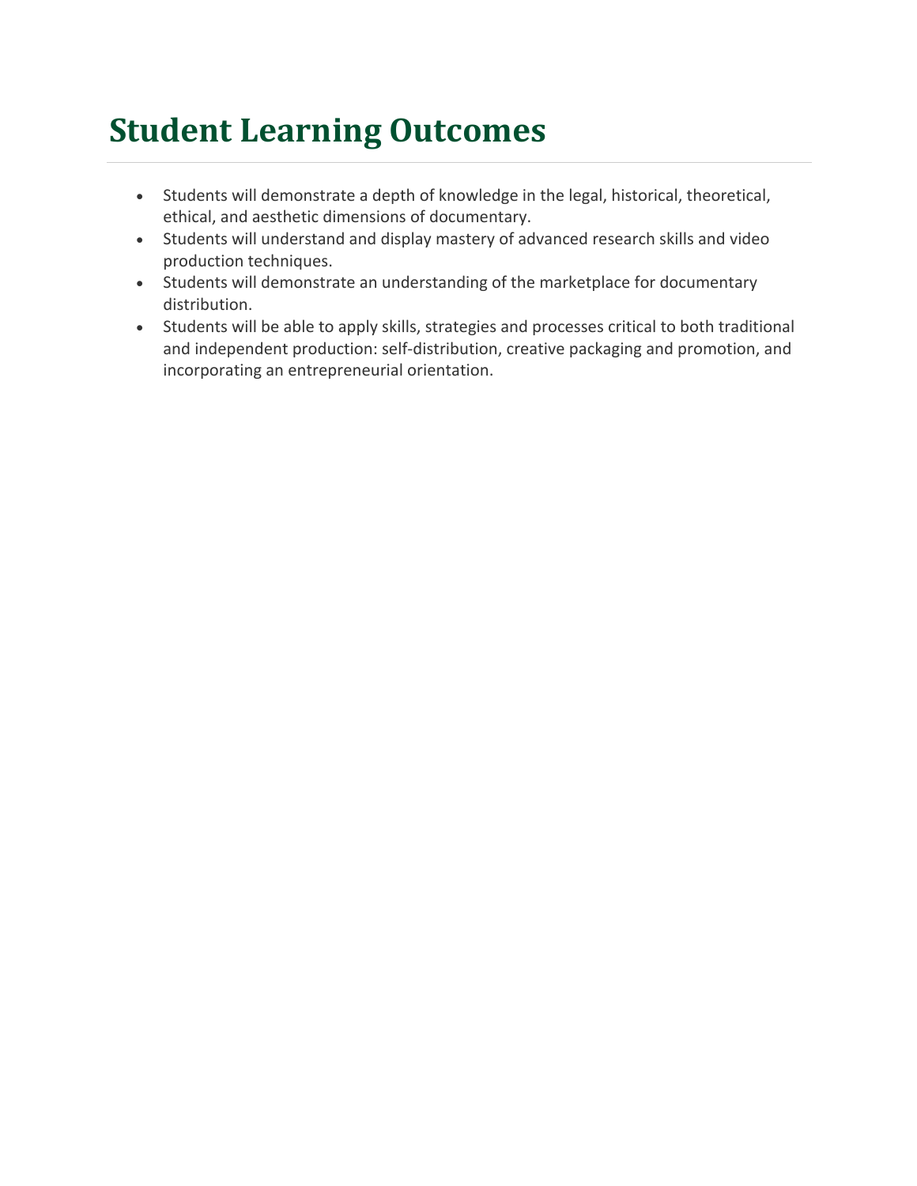# Student Learning Outcomes

- Students will demonstrate a depth of knowledge in the legal, historical, theoretical, ethical, and aesthetic dimensions of documentary.
- Students will understand and display mastery of advanced research skills and video production techniques.
- Students will demonstrate an understanding of the marketplace for documentary distribution.
- Students will be able to apply skills, strategies and processes critical to both traditional and independent production: self-distribution, creative packaging and promotion, and incorporating an entrepreneurial orientation.